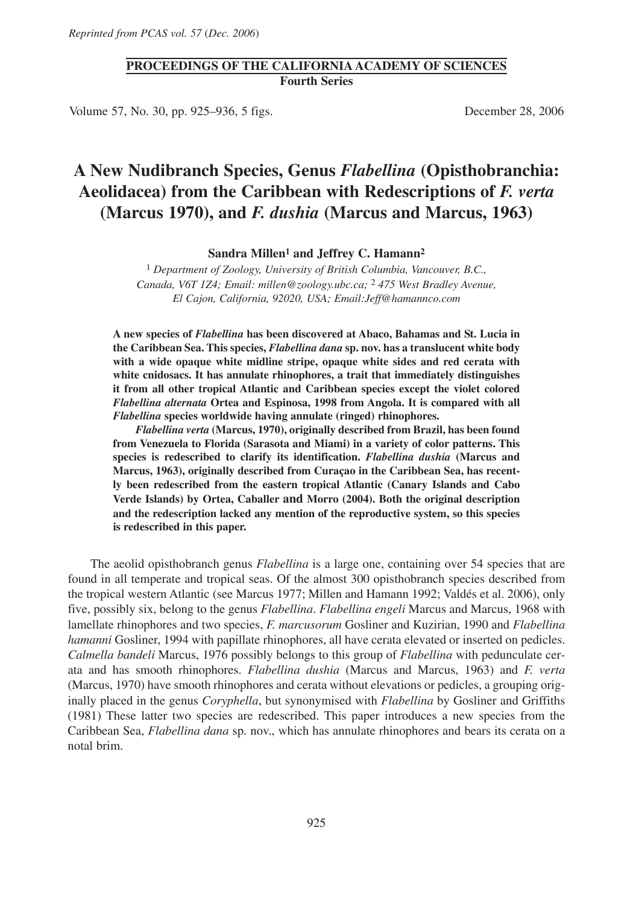*Reprinted from PCAS vol. 57 (Dec. 2006)*

**PROCEEDINGS OF THE CALIFORNIA ACADEMY OF SCIENCES**
**Fourth Series**

Volume 57, No. 30, pp. 925–936, 5 figs. December 28, 2006

# A New Nudibranch Species, Genus *Flabellina* (Opisthobranchia: Aeolidacea) from the Caribbean with Redescriptions of *F. verta* (Marcus 1970), and *F. dushia* (Marcus and Marcus, 1963)

**Sandra Millen[1] and Jeffrey C. Hamann[2]**

[1] *Department of Zoology, University of British Columbia, Vancouver, B.C., Canada, V6T 1Z4; Email: millen@zoology.ubc.ca;* [2] *475 West Bradley Avenue, El Cajon, California, 92020, USA; Email:Jeff@hamannco.com*

**A new species of *Flabellina* has been discovered at Abaco, Bahamas and St. Lucia in the Caribbean Sea. This species, *Flabellina dana* sp. nov. has a translucent white body with a wide opaque white midline stripe, opaque white sides and red cerata with white cnidosacs. It has annulate rhinophores, a trait that immediately distinguishes it from all other tropical Atlantic and Caribbean species except the violet colored *Flabellina alternata* Ortea and Espinosa, 1998 from Angola. It is compared with all *Flabellina* species worldwide having annulate (ringed) rhinophores.**

***Flabellina verta* (Marcus, 1970), originally described from Brazil, has been found from Venezuela to Florida (Sarasota and Miami) in a variety of color patterns. This species is redescribed to clarify its identification. *Flabellina dushia* (Marcus and Marcus, 1963), originally described from Curaçao in the Caribbean Sea, has recently been redescribed from the eastern tropical Atlantic (Canary Islands and Cabo Verde Islands) by Ortea, Caballer and Morro (2004). Both the original description and the redescription lacked any mention of the reproductive system, so this species is redescribed in this paper.**

The aeolid opisthobranch genus *Flabellina* is a large one, containing over 54 species that are found in all temperate and tropical seas. Of the almost 300 opisthobranch species described from the tropical western Atlantic (see Marcus 1977; Millen and Hamann 1992; Valdés et al. 2006), only five, possibly six, belong to the genus *Flabellina*. *Flabellina engeli* Marcus and Marcus, 1968 with lamellate rhinophores and two species, *F. marcusorum* Gosliner and Kuzirian, 1990 and *Flabellina hamanni* Gosliner, 1994 with papillate rhinophores, all have cerata elevated or inserted on pedicles. *Calmella bandeli* Marcus, 1976 possibly belongs to this group of *Flabellina* with pedunculate cerata and has smooth rhinophores. *Flabellina dushia* (Marcus and Marcus, 1963) and *F. verta* (Marcus, 1970) have smooth rhinophores and cerata without elevations or pedicles, a grouping originally placed in the genus *Coryphella*, but synonymised with *Flabellina* by Gosliner and Griffiths (1981) These latter two species are redescribed. This paper introduces a new species from the Caribbean Sea, *Flabellina dana* sp. nov., which has annulate rhinophores and bears its cerata on a notal brim.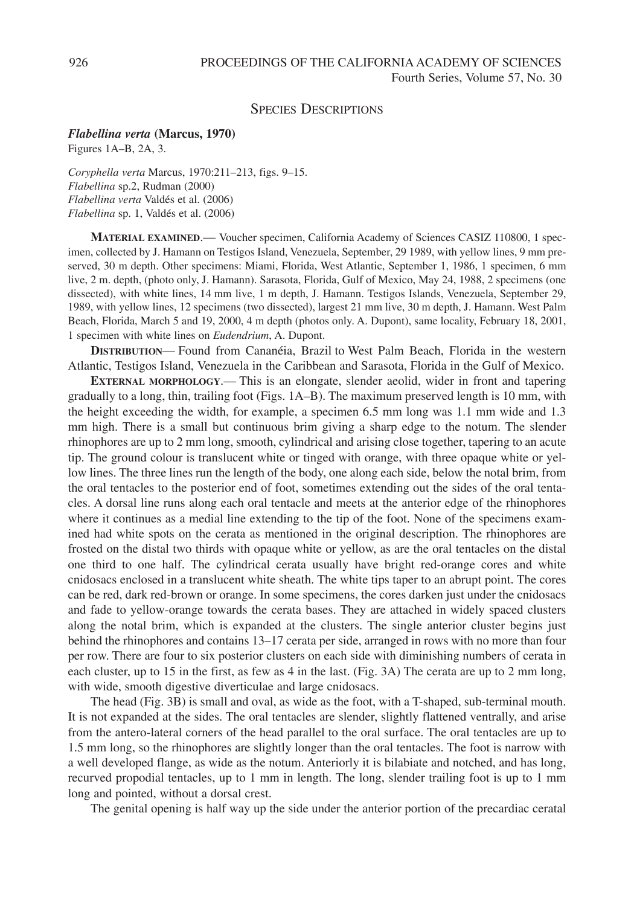## Species Descriptions

***Flabellina verta* (Marcus, 1970)**
Figures 1A–B, 2A, 3.

*Coryphella verta* Marcus, 1970:211–213, figs. 9–15.
*Flabellina* sp.2, Rudman (2000)
*Flabellina verta* Valdés et al. (2006)
*Flabellina* sp. 1, Valdés et al. (2006)

**Material examined**.— Voucher specimen, California Academy of Sciences CASIZ 110800, 1 specimen, collected by J. Hamann on Testigos Island, Venezuela, September, 29 1989, with yellow lines, 9 mm preserved, 30 m depth. Other specimens: Miami, Florida, West Atlantic, September 1, 1986, 1 specimen, 6 mm live, 2 m. depth, (photo only, J. Hamann). Sarasota, Florida, Gulf of Mexico, May 24, 1988, 2 specimens (one dissected), with white lines, 14 mm live, 1 m depth, J. Hamann. Testigos Islands, Venezuela, September 29, 1989, with yellow lines, 12 specimens (two dissected), largest 21 mm live, 30 m depth, J. Hamann. West Palm Beach, Florida, March 5 and 19, 2000, 4 m depth (photos only. A. Dupont), same locality, February 18, 2001, 1 specimen with white lines on *Eudendrium*, A. Dupont.

**Distribution**— Found from Cananéia, Brazil to West Palm Beach, Florida in the western Atlantic, Testigos Island, Venezuela in the Caribbean and Sarasota, Florida in the Gulf of Mexico.

**External morphology**.— This is an elongate, slender aeolid, wider in front and tapering gradually to a long, thin, trailing foot (Figs. 1A–B). The maximum preserved length is 10 mm, with the height exceeding the width, for example, a specimen 6.5 mm long was 1.1 mm wide and 1.3 mm high. There is a small but continuous brim giving a sharp edge to the notum. The slender rhinophores are up to 2 mm long, smooth, cylindrical and arising close together, tapering to an acute tip. The ground colour is translucent white or tinged with orange, with three opaque white or yellow lines. The three lines run the length of the body, one along each side, below the notal brim, from the oral tentacles to the posterior end of foot, sometimes extending out the sides of the oral tentacles. A dorsal line runs along each oral tentacle and meets at the anterior edge of the rhinophores where it continues as a medial line extending to the tip of the foot. None of the specimens examined had white spots on the cerata as mentioned in the original description. The rhinophores are frosted on the distal two thirds with opaque white or yellow, as are the oral tentacles on the distal one third to one half. The cylindrical cerata usually have bright red-orange cores and white cnidosacs enclosed in a translucent white sheath. The white tips taper to an abrupt point. The cores can be red, dark red-brown or orange. In some specimens, the cores darken just under the cnidosacs and fade to yellow-orange towards the cerata bases. They are attached in widely spaced clusters along the notal brim, which is expanded at the clusters. The single anterior cluster begins just behind the rhinophores and contains 13–17 cerata per side, arranged in rows with no more than four per row. There are four to six posterior clusters on each side with diminishing numbers of cerata in each cluster, up to 15 in the first, as few as 4 in the last. (Fig. 3A) The cerata are up to 2 mm long, with wide, smooth digestive diverticulae and large cnidosacs.

The head (Fig. 3B) is small and oval, as wide as the foot, with a T-shaped, sub-terminal mouth. It is not expanded at the sides. The oral tentacles are slender, slightly flattened ventrally, and arise from the antero-lateral corners of the head parallel to the oral surface. The oral tentacles are up to 1.5 mm long, so the rhinophores are slightly longer than the oral tentacles. The foot is narrow with a well developed flange, as wide as the notum. Anteriorly it is bilabiate and notched, and has long, recurved propodial tentacles, up to 1 mm in length. The long, slender trailing foot is up to 1 mm long and pointed, without a dorsal crest.

The genital opening is half way up the side under the anterior portion of the precardiac ceratal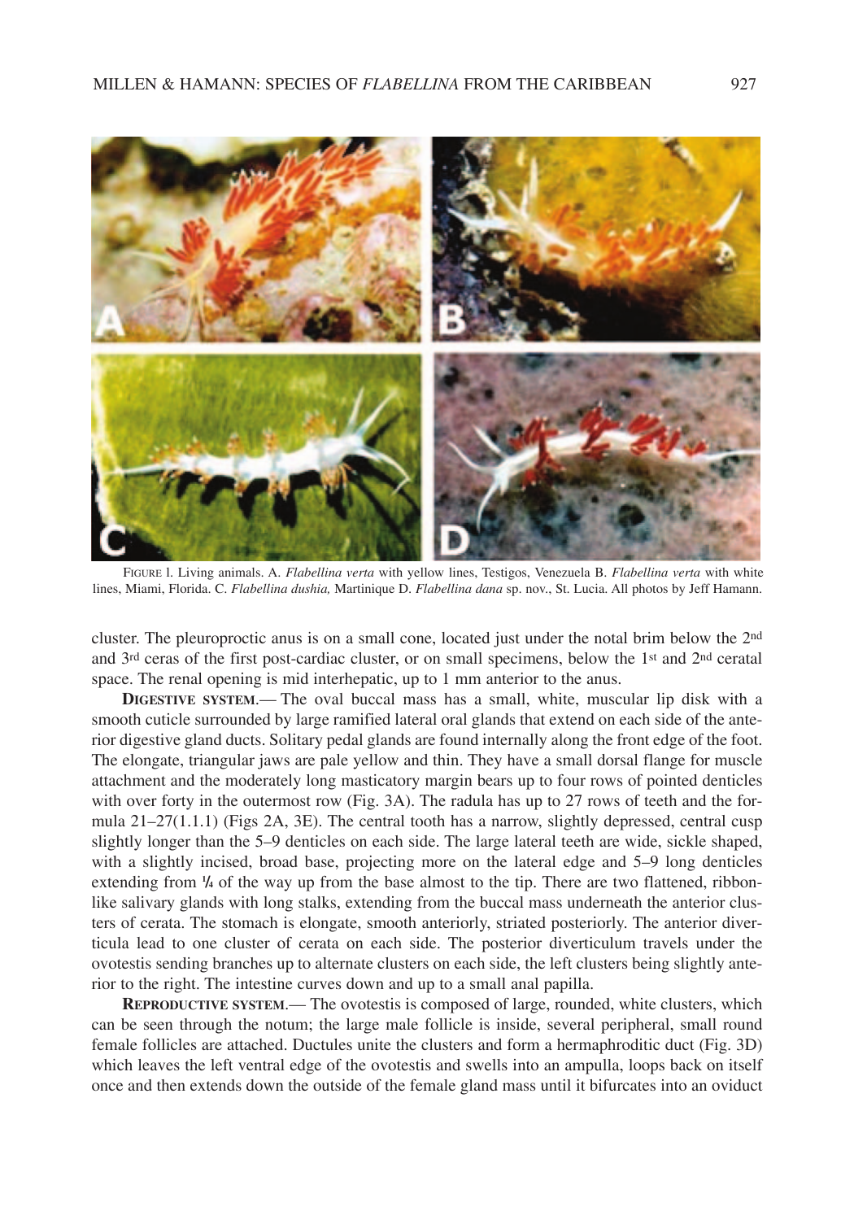FIGURE 1. Living animals. A. *Flabellina verta* with yellow lines, Testigos, Venezuela B. *Flabellina verta* with white lines, Miami, Florida. C. *Flabellina dushia,* Martinique D. *Flabellina dana* sp. nov., St. Lucia. All photos by Jeff Hamann.

cluster. The pleuroproctic anus is on a small cone, located just under the notal brim below the 2nd and 3rd ceras of the first post-cardiac cluster, or on small specimens, below the 1st and 2nd ceratal space. The renal opening is mid interhepatic, up to 1 mm anterior to the anus.

**DIGESTIVE SYSTEM**.— The oval buccal mass has a small, white, muscular lip disk with a smooth cuticle surrounded by large ramified lateral oral glands that extend on each side of the anterior digestive gland ducts. Solitary pedal glands are found internally along the front edge of the foot. The elongate, triangular jaws are pale yellow and thin. They have a small dorsal flange for muscle attachment and the moderately long masticatory margin bears up to four rows of pointed denticles with over forty in the outermost row (Fig. 3A). The radula has up to 27 rows of teeth and the formula 21–27(1.1.1) (Figs 2A, 3E). The central tooth has a narrow, slightly depressed, central cusp slightly longer than the 5–9 denticles on each side. The large lateral teeth are wide, sickle shaped, with a slightly incised, broad base, projecting more on the lateral edge and 5–9 long denticles extending from ¼ of the way up from the base almost to the tip. There are two flattened, ribbon-like salivary glands with long stalks, extending from the buccal mass underneath the anterior clusters of cerata. The stomach is elongate, smooth anteriorly, striated posteriorly. The anterior diverticula lead to one cluster of cerata on each side. The posterior diverticulum travels under the ovotestis sending branches up to alternate clusters on each side, the left clusters being slightly anterior to the right. The intestine curves down and up to a small anal papilla.

**REPRODUCTIVE SYSTEM**.— The ovotestis is composed of large, rounded, white clusters, which can be seen through the notum; the large male follicle is inside, several peripheral, small round female follicles are attached. Ductules unite the clusters and form a hermaphroditic duct (Fig. 3D) which leaves the left ventral edge of the ovotestis and swells into an ampulla, loops back on itself once and then extends down the outside of the female gland mass until it bifurcates into an oviduct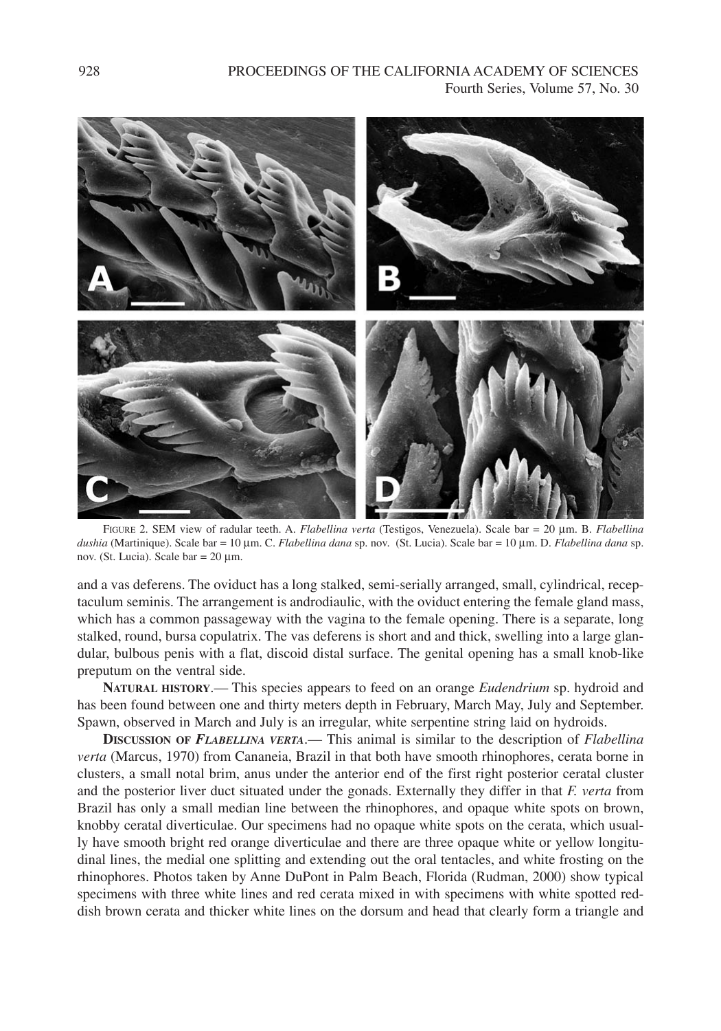FIGURE 2. SEM view of radular teeth. A. *Flabellina verta* (Testigos, Venezuela). Scale bar = 20 µm. B. *Flabellina dushia* (Martinique). Scale bar = 10 µm. C. *Flabellina dana* sp. nov. (St. Lucia). Scale bar = 10 µm. D. *Flabellina dana* sp. nov. (St. Lucia). Scale bar = 20 µm.

and a vas deferens. The oviduct has a long stalked, semi-serially arranged, small, cylindrical, receptaculum seminis. The arrangement is androdiaulic, with the oviduct entering the female gland mass, which has a common passageway with the vagina to the female opening. There is a separate, long stalked, round, bursa copulatrix. The vas deferens is short and and thick, swelling into a large glandular, bulbous penis with a flat, discoid distal surface. The genital opening has a small knob-like preputum on the ventral side.

**NATURAL HISTORY**.— This species appears to feed on an orange *Eudendrium* sp. hydroid and has been found between one and thirty meters depth in February, March May, July and September. Spawn, observed in March and July is an irregular, white serpentine string laid on hydroids.

**DISCUSSION OF *FLABELLINA VERTA***.— This animal is similar to the description of *Flabellina verta* (Marcus, 1970) from Cananeia, Brazil in that both have smooth rhinophores, cerata borne in clusters, a small notal brim, anus under the anterior end of the first right posterior ceratal cluster and the posterior liver duct situated under the gonads. Externally they differ in that *F. verta* from Brazil has only a small median line between the rhinophores, and opaque white spots on brown, knobby ceratal diverticulae. Our specimens had no opaque white spots on the cerata, which usually have smooth bright red orange diverticulae and there are three opaque white or yellow longitudinal lines, the medial one splitting and extending out the oral tentacles, and white frosting on the rhinophores. Photos taken by Anne DuPont in Palm Beach, Florida (Rudman, 2000) show typical specimens with three white lines and red cerata mixed in with specimens with white spotted reddish brown cerata and thicker white lines on the dorsum and head that clearly form a triangle and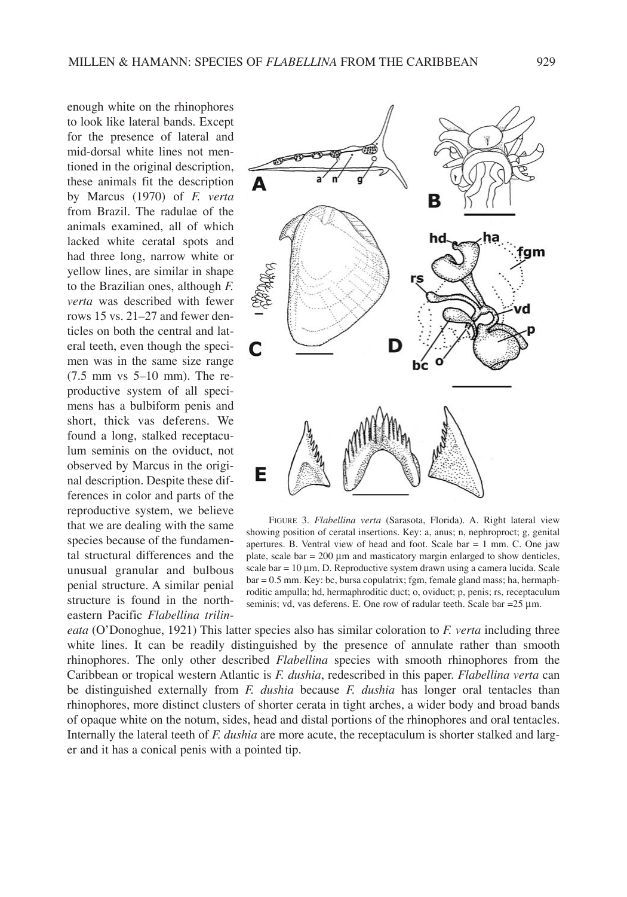enough white on the rhinophores to look like lateral bands. Except for the presence of lateral and mid-dorsal white lines not mentioned in the original description, these animals fit the description by Marcus (1970) of *F. verta* from Brazil. The radulae of the animals examined, all of which lacked white ceratal spots and had three long, narrow white or yellow lines, are similar in shape to the Brazilian ones, although *F. verta* was described with fewer rows 15 vs. 21–27 and fewer denticles on both the central and lateral teeth, even though the specimen was in the same size range (7.5 mm vs 5–10 mm). The reproductive system of all specimens has a bulbiform penis and short, thick vas deferens. We found a long, stalked receptaculum seminis on the oviduct, not observed by Marcus in the original description. Despite these differences in color and parts of the reproductive system, we believe that we are dealing with the same species because of the fundamental structural differences and the unusual granular and bulbous penial structure. A similar penial structure is found in the northeastern Pacific *Flabellina trilineata* (O'Donoghue, 1921) This latter species also has similar coloration to *F. verta* including three white lines. It can be readily distinguished by the presence of annulate rather than smooth rhinophores. The only other described *Flabellina* species with smooth rhinophores from the Caribbean or tropical western Atlantic is *F. dushia*, redescribed in this paper. *Flabellina verta* can be distinguished externally from *F. dushia* because *F. dushia* has longer oral tentacles than rhinophores, more distinct clusters of shorter cerata in tight arches, a wider body and broad bands of opaque white on the notum, sides, head and distal portions of the rhinophores and oral tentacles. Internally the lateral teeth of *F. dushia* are more acute, the receptaculum is shorter stalked and larger and it has a conical penis with a pointed tip.

FIGURE 3. *Flabellina verta* (Sarasota, Florida). A. Right lateral view showing position of ceratal insertions. Key: a, anus; n, nephroproct; g, genital apertures. B. Ventral view of head and foot. Scale bar = 1 mm. C. One jaw plate, scale bar = 200 µm and masticatory margin enlarged to show denticles, scale bar = 10 µm. D. Reproductive system drawn using a camera lucida. Scale bar = 0.5 mm. Key: bc, bursa copulatrix; fgm, female gland mass; ha, hermaphroditic ampulla; hd, hermaphroditic duct; o, oviduct; p, penis; rs, receptaculum seminis; vd, vas deferens. E. One row of radular teeth. Scale bar =25 µm.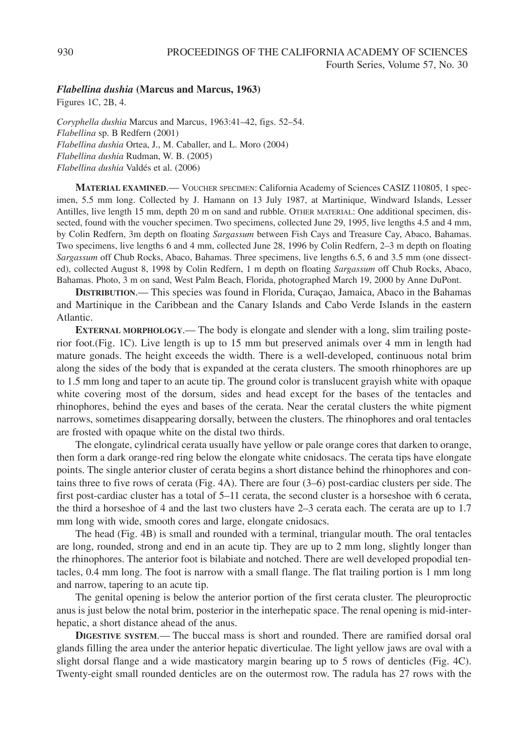### *Flabellina dushia* (Marcus and Marcus, 1963)

Figures 1C, 2B, 4.

*Coryphella dushia* Marcus and Marcus, 1963:41–42, figs. 52–54.
*Flabellina* sp. B Redfern (2001)
*Flabellina dushia* Ortea, J., M. Caballer, and L. Moro (2004)
*Flabellina dushia* Rudman, W. B. (2005)
*Flabellina dushia* Valdés et al. (2006)

**MATERIAL EXAMINED**.— VOUCHER SPECIMEN: California Academy of Sciences CASIZ 110805, 1 specimen, 5.5 mm long. Collected by J. Hamann on 13 July 1987, at Martinique, Windward Islands, Lesser Antilles, live length 15 mm, depth 20 m on sand and rubble. OTHER MATERIAL: One additional specimen, dissected, found with the voucher specimen. Two specimens, collected June 29, 1995, live lengths 4.5 and 4 mm, by Colin Redfern, 3m depth on floating *Sargassum* between Fish Cays and Treasure Cay, Abaco, Bahamas. Two specimens, live lengths 6 and 4 mm, collected June 28, 1996 by Colin Redfern, 2–3 m depth on floating *Sargassum* off Chub Rocks, Abaco, Bahamas. Three specimens, live lengths 6.5, 6 and 3.5 mm (one dissected), collected August 8, 1998 by Colin Redfern, 1 m depth on floating *Sargassum* off Chub Rocks, Abaco, Bahamas. Photo, 3 m on sand, West Palm Beach, Florida, photographed March 19, 2000 by Anne DuPont.

**DISTRIBUTION**.— This species was found in Florida, Curaçao, Jamaica, Abaco in the Bahamas and Martinique in the Caribbean and the Canary Islands and Cabo Verde Islands in the eastern Atlantic.

**EXTERNAL MORPHOLOGY**.— The body is elongate and slender with a long, slim trailing posterior foot.(Fig. 1C). Live length is up to 15 mm but preserved animals over 4 mm in length had mature gonads. The height exceeds the width. There is a well-developed, continuous notal brim along the sides of the body that is expanded at the cerata clusters. The smooth rhinophores are up to 1.5 mm long and taper to an acute tip. The ground color is translucent grayish white with opaque white covering most of the dorsum, sides and head except for the bases of the tentacles and rhinophores, behind the eyes and bases of the cerata. Near the ceratal clusters the white pigment narrows, sometimes disappearing dorsally, between the clusters. The rhinophores and oral tentacles are frosted with opaque white on the distal two thirds.

The elongate, cylindrical cerata usually have yellow or pale orange cores that darken to orange, then form a dark orange-red ring below the elongate white cnidosacs. The cerata tips have elongate points. The single anterior cluster of cerata begins a short distance behind the rhinophores and contains three to five rows of cerata (Fig. 4A). There are four (3–6) post-cardiac clusters per side. The first post-cardiac cluster has a total of 5–11 cerata, the second cluster is a horseshoe with 6 cerata, the third a horseshoe of 4 and the last two clusters have 2–3 cerata each. The cerata are up to 1.7 mm long with wide, smooth cores and large, elongate cnidosacs.

The head (Fig. 4B) is small and rounded with a terminal, triangular mouth. The oral tentacles are long, rounded, strong and end in an acute tip. They are up to 2 mm long, slightly longer than the rhinophores. The anterior foot is bilabiate and notched. There are well developed propodial tentacles, 0.4 mm long. The foot is narrow with a small flange. The flat trailing portion is 1 mm long and narrow, tapering to an acute tip.

The genital opening is below the anterior portion of the first cerata cluster. The pleuroproctic anus is just below the notal brim, posterior in the interhepatic space. The renal opening is mid-interhepatic, a short distance ahead of the anus.

**DIGESTIVE SYSTEM**.— The buccal mass is short and rounded. There are ramified dorsal oral glands filling the area under the anterior hepatic diverticulae. The light yellow jaws are oval with a slight dorsal flange and a wide masticatory margin bearing up to 5 rows of denticles (Fig. 4C). Twenty-eight small rounded denticles are on the outermost row. The radula has 27 rows with the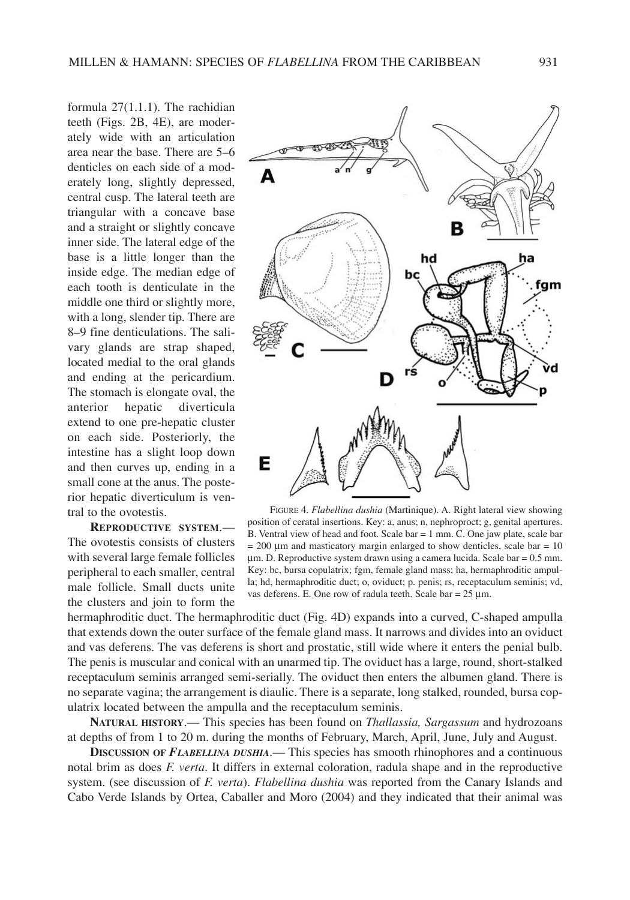formula 27(1.1.1). The rachidian teeth (Figs. 2B, 4E), are moderately wide with an articulation area near the base. There are 5–6 denticles on each side of a moderately long, slightly depressed, central cusp. The lateral teeth are triangular with a concave base and a straight or slightly concave inner side. The lateral edge of the base is a little longer than the inside edge. The median edge of each tooth is denticulate in the middle one third or slightly more, with a long, slender tip. There are 8–9 fine denticulations. The salivary glands are strap shaped, located medial to the oral glands and ending at the pericardium. The stomach is elongate oval, the anterior hepatic diverticula extend to one pre-hepatic cluster on each side. Posteriorly, the intestine has a slight loop down and then curves up, ending in a small cone at the anus. The posterior hepatic diverticulum is ventral to the ovotestis.

FIGURE 4. *Flabellina dushia* (Martinique). A. Right lateral view showing position of ceratal insertions. Key: a, anus; n, nephroproct; g, genital apertures. B. Ventral view of head and foot. Scale bar = 1 mm. C. One jaw plate, scale bar = 200 µm and masticatory margin enlarged to show denticles, scale bar = 10 µm. D. Reproductive system drawn using a camera lucida. Scale bar = 0.5 mm. Key: bc, bursa copulatrix; fgm, female gland mass; ha, hermaphroditic ampulla; hd, hermaphroditic duct; o, oviduct; p. penis; rs, receptaculum seminis; vd, vas deferens. E. One row of radula teeth. Scale bar = 25 µm.

**REPRODUCTIVE SYSTEM**.— The ovotestis consists of clusters with several large female follicles peripheral to each smaller, central male follicle. Small ducts unite the clusters and join to form the hermaphroditic duct. The hermaphroditic duct (Fig. 4D) expands into a curved, C-shaped ampulla that extends down the outer surface of the female gland mass. It narrows and divides into an oviduct and vas deferens. The vas deferens is short and prostatic, still wide where it enters the penial bulb. The penis is muscular and conical with an unarmed tip. The oviduct has a large, round, short-stalked receptaculum seminis arranged semi-serially. The oviduct then enters the albumen gland. There is no separate vagina; the arrangement is diaulic. There is a separate, long stalked, rounded, bursa copulatrix located between the ampulla and the receptaculum seminis.

**NATURAL HISTORY**.— This species has been found on *Thallassia, Sargassum* and hydrozoans at depths of from 1 to 20 m. during the months of February, March, April, June, July and August.

**DISCUSSION OF *FLABELLINA DUSHIA***.— This species has smooth rhinophores and a continuous notal brim as does *F. verta*. It differs in external coloration, radula shape and in the reproductive system. (see discussion of *F. verta*). *Flabellina dushia* was reported from the Canary Islands and Cabo Verde Islands by Ortea, Caballer and Moro (2004) and they indicated that their animal was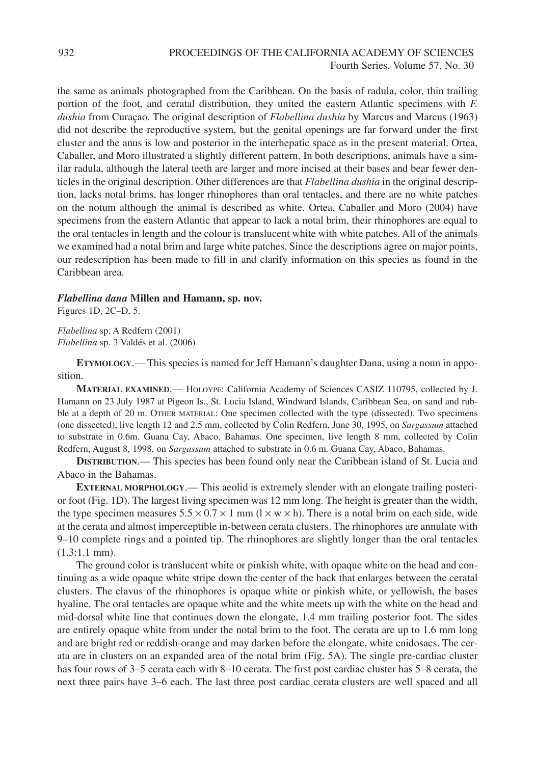the same as animals photographed from the Caribbean. On the basis of radula, color, thin trailing portion of the foot, and ceratal distribution, they united the eastern Atlantic specimens with *F. dushia* from Curaçao. The original description of *Flabellina dushia* by Marcus and Marcus (1963) did not describe the reproductive system, but the genital openings are far forward under the first cluster and the anus is low and posterior in the interhepatic space as in the present material. Ortea, Caballer, and Moro illustrated a slightly different pattern. In both descriptions, animals have a similar radula, although the lateral teeth are larger and more incised at their bases and bear fewer denticles in the original description. Other differences are that *Flabellina dushia* in the original description, lacks notal brims, has longer rhinophores than oral tentacles, and there are no white patches on the notum although the animal is described as white. Ortea, Caballer and Moro (2004) have specimens from the eastern Atlantic that appear to lack a notal brim, their rhinophores are equal to the oral tentacles in length and the colour is translucent white with white patches. All of the animals we examined had a notal brim and large white patches. Since the descriptions agree on major points, our redescription has been made to fill in and clarify information on this species as found in the Caribbean area.

### ***Flabellina dana* Millen and Hamann, sp. nov.**

Figures 1D, 2C–D, 5.

*Flabellina* sp. A Redfern (2001)
*Flabellina* sp. 3 Valdés et al. (2006)

**ETYMOLOGY**.— This species is named for Jeff Hamann's daughter Dana, using a noun in apposition.

**MATERIAL EXAMINED**.— HOLOYPE: California Academy of Sciences CASIZ 110795, collected by J. Hamann on 23 July 1987 at Pigeon Is., St. Lucia Island, Windward Islands, Caribbean Sea, on sand and rubble at a depth of 20 m. OTHER MATERIAL: One specimen collected with the type (dissected). Two specimens (one dissected), live length 12 and 2.5 mm, collected by Colin Redfern, June 30, 1995, on *Sargassum* attached to substrate in 0.6m. Guana Cay, Abaco, Bahamas. One specimen, live length 8 mm, collected by Colin Redfern, August 8, 1998, on *Sargassum* attached to substrate in 0.6 m. Guana Cay, Abaco, Bahamas.

**DISTRIBUTION**.— This species has been found only near the Caribbean island of St. Lucia and Abaco in the Bahamas.

**EXTERNAL MORPHOLOGY**.— This aeolid is extremely slender with an elongate trailing posterior foot (Fig. 1D). The largest living specimen was 12 mm long. The height is greater than the width, the type specimen measures $5.5 \times 0.7 \times 1$ mm ($l \times w \times h$). There is a notal brim on each side, wide at the cerata and almost imperceptible in-between cerata clusters. The rhinophores are annulate with 9–10 complete rings and a pointed tip. The rhinophores are slightly longer than the oral tentacles (1.3:1.1 mm).

The ground color is translucent white or pinkish white, with opaque white on the head and continuing as a wide opaque white stripe down the center of the back that enlarges between the ceratal clusters. The clavus of the rhinophores is opaque white or pinkish white, or yellowish, the bases hyaline. The oral tentacles are opaque white and the white meets up with the white on the head and mid-dorsal white line that continues down the elongate, 1.4 mm trailing posterior foot. The sides are entirely opaque white from under the notal brim to the foot. The cerata are up to 1.6 mm long and are bright red or reddish-orange and may darken before the elongate, white cnidosacs. The cerata are in clusters on an expanded area of the notal brim (Fig. 5A). The single pre-cardiac cluster has four rows of 3–5 cerata each with 8–10 cerata. The first post cardiac cluster has 5–8 cerata, the next three pairs have 3–6 each. The last three post cardiac cerata clusters are well spaced and all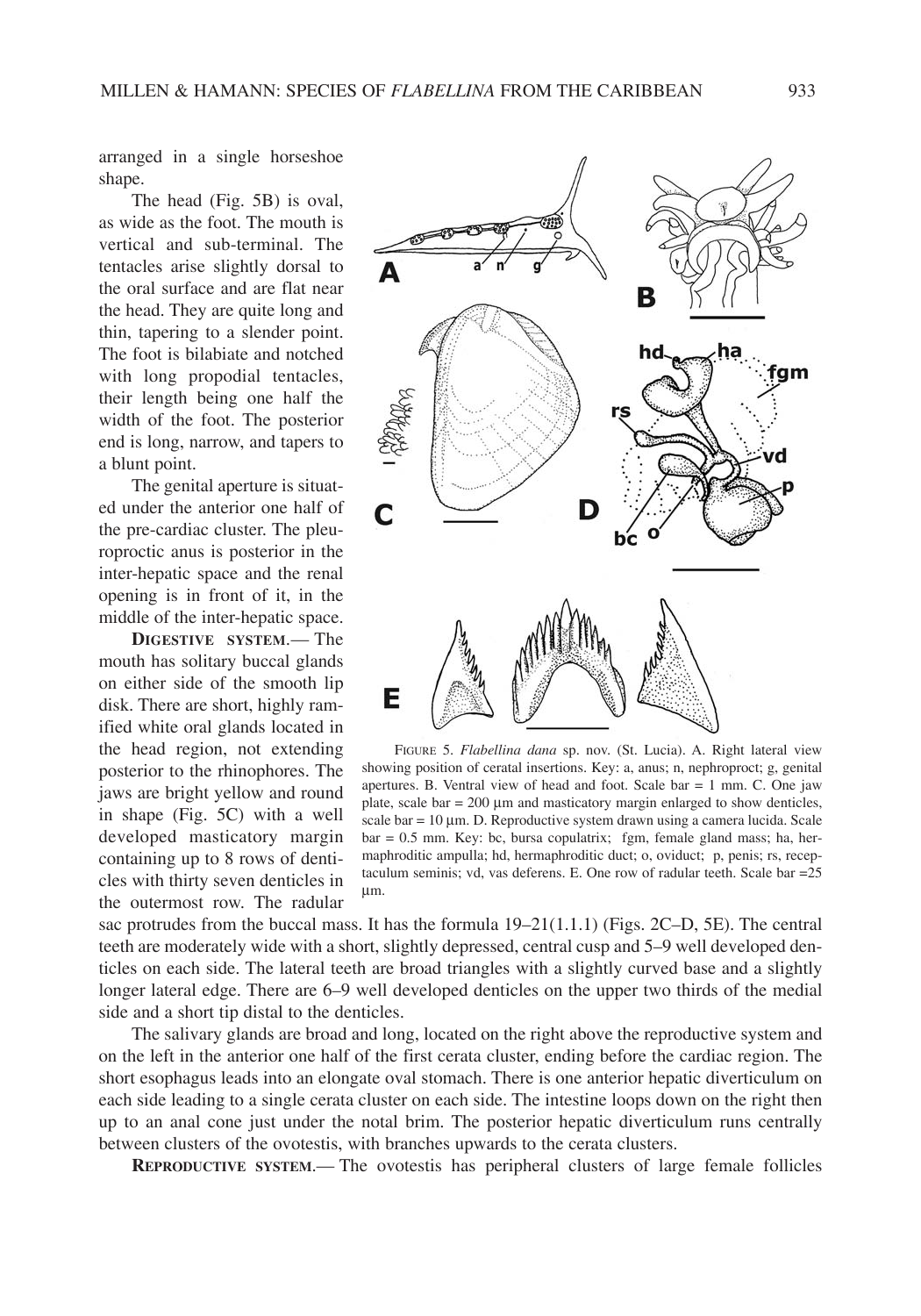arranged in a single horseshoe shape.

The head (Fig. 5B) is oval, as wide as the foot. The mouth is vertical and sub-terminal. The tentacles arise slightly dorsal to the oral surface and are flat near the head. They are quite long and thin, tapering to a slender point. The foot is bilabiate and notched with long propodial tentacles, their length being one half the width of the foot. The posterior end is long, narrow, and tapers to a blunt point.

The genital aperture is situated under the anterior one half of the pre-cardiac cluster. The pleuroproctic anus is posterior in the inter-hepatic space and the renal opening is in front of it, in the middle of the inter-hepatic space.

**DIGESTIVE SYSTEM.**— The mouth has solitary buccal glands on either side of the smooth lip disk. There are short, highly ramified white oral glands located in the head region, not extending posterior to the rhinophores. The jaws are bright yellow and round in shape (Fig. 5C) with a well developed masticatory margin containing up to 8 rows of denticles with thirty seven denticles in the outermost row. The radular sac protrudes from the buccal mass. It has the formula 19–21(1.1.1) (Figs. 2C–D, 5E). The central teeth are moderately wide with a short, slightly depressed, central cusp and 5–9 well developed denticles on each side. The lateral teeth are broad triangles with a slightly curved base and a slightly longer lateral edge. There are 6–9 well developed denticles on the upper two thirds of the medial side and a short tip distal to the denticles.

A
a n g
B
C
D
hd ha fgm rs vd p bc o
E

FIGURE 5. *Flabellina dana* sp. nov. (St. Lucia). A. Right lateral view showing position of ceratal insertions. Key: a, anus; n, nephroproct; g, genital apertures. B. Ventral view of head and foot. Scale bar = 1 mm. C. One jaw plate, scale bar = 200 µm and masticatory margin enlarged to show denticles, scale bar = 10 µm. D. Reproductive system drawn using a camera lucida. Scale bar = 0.5 mm. Key: bc, bursa copulatrix; fgm, female gland mass; ha, hermaphroditic ampulla; hd, hermaphroditic duct; o, oviduct; p, penis; rs, receptaculum seminis; vd, vas deferens. E. One row of radular teeth. Scale bar =25 µm.

The salivary glands are broad and long, located on the right above the reproductive system and on the left in the anterior one half of the first cerata cluster, ending before the cardiac region. The short esophagus leads into an elongate oval stomach. There is one anterior hepatic diverticulum on each side leading to a single cerata cluster on each side. The intestine loops down on the right then up to an anal cone just under the notal brim. The posterior hepatic diverticulum runs centrally between clusters of the ovotestis, with branches upwards to the cerata clusters.

**REPRODUCTIVE SYSTEM.**— The ovotestis has peripheral clusters of large female follicles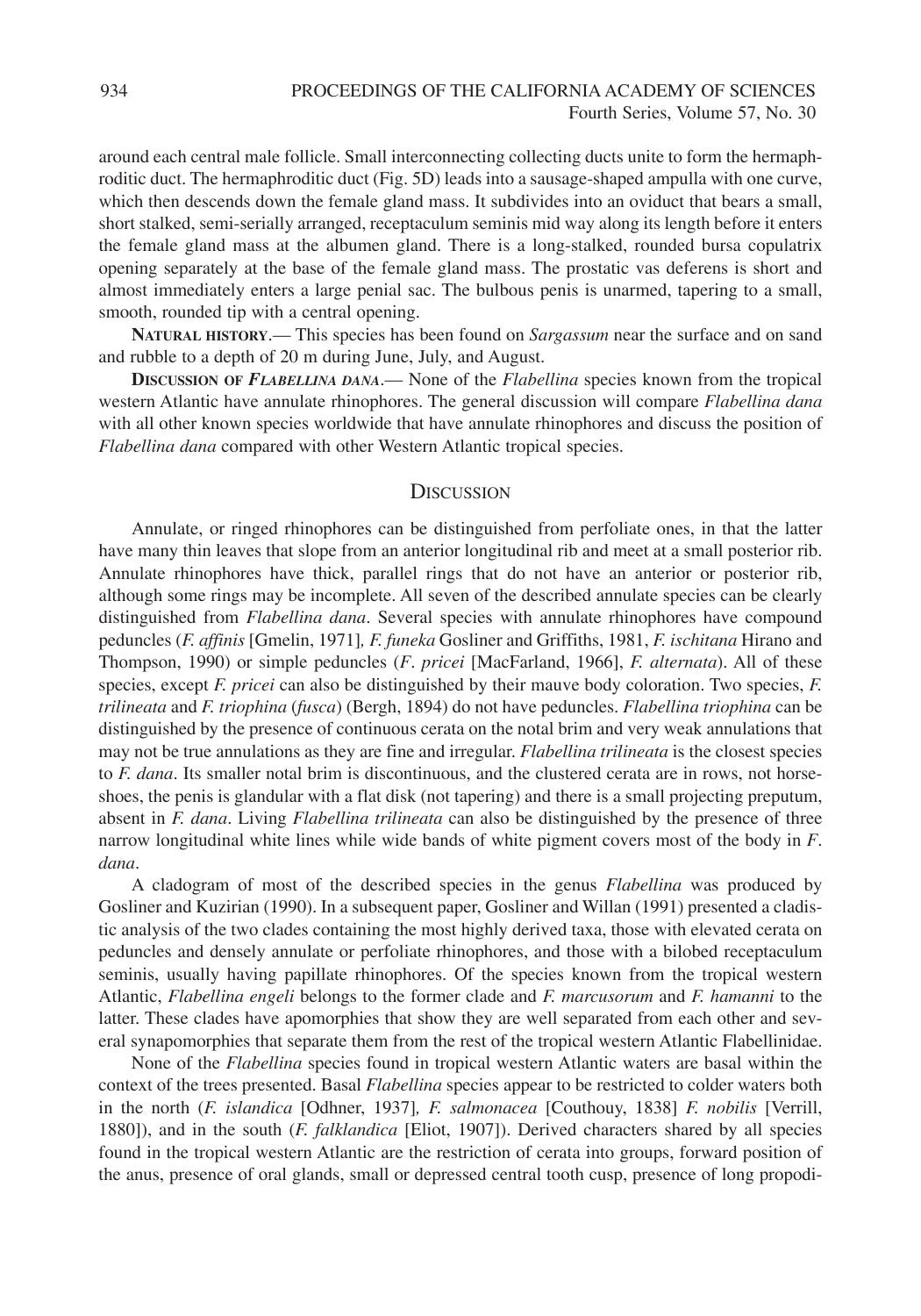around each central male follicle. Small interconnecting collecting ducts unite to form the hermaphroditic duct. The hermaphroditic duct (Fig. 5D) leads into a sausage-shaped ampulla with one curve, which then descends down the female gland mass. It subdivides into an oviduct that bears a small, short stalked, semi-serially arranged, receptaculum seminis mid way along its length before it enters the female gland mass at the albumen gland. There is a long-stalked, rounded bursa copulatrix opening separately at the base of the female gland mass. The prostatic vas deferens is short and almost immediately enters a large penial sac. The bulbous penis is unarmed, tapering to a small, smooth, rounded tip with a central opening.

**NATURAL HISTORY**.— This species has been found on *Sargassum* near the surface and on sand and rubble to a depth of 20 m during June, July, and August.

**DISCUSSION OF *FLABELLINA DANA***.— None of the *Flabellina* species known from the tropical western Atlantic have annulate rhinophores. The general discussion will compare *Flabellina dana* with all other known species worldwide that have annulate rhinophores and discuss the position of *Flabellina dana* compared with other Western Atlantic tropical species.

## DISCUSSION

Annulate, or ringed rhinophores can be distinguished from perfoliate ones, in that the latter have many thin leaves that slope from an anterior longitudinal rib and meet at a small posterior rib. Annulate rhinophores have thick, parallel rings that do not have an anterior or posterior rib, although some rings may be incomplete. All seven of the described annulate species can be clearly distinguished from *Flabellina dana*. Several species with annulate rhinophores have compound peduncles (*F. affinis* [Gmelin, 1971]*, F. funeka* Gosliner and Griffiths, 1981, *F. ischitana* Hirano and Thompson, 1990) or simple peduncles (*F*. *pricei* [MacFarland, 1966], *F. alternata*). All of these species, except *F. pricei* can also be distinguished by their mauve body coloration. Two species, *F. trilineata* and *F. triophina* (*fusca*) (Bergh, 1894) do not have peduncles. *Flabellina triophina* can be distinguished by the presence of continuous cerata on the notal brim and very weak annulations that may not be true annulations as they are fine and irregular. *Flabellina trilineata* is the closest species to *F. dana*. Its smaller notal brim is discontinuous, and the clustered cerata are in rows, not horseshoes, the penis is glandular with a flat disk (not tapering) and there is a small projecting preputum, absent in *F. dana*. Living *Flabellina trilineata* can also be distinguished by the presence of three narrow longitudinal white lines while wide bands of white pigment covers most of the body in *F*. *dana*.

A cladogram of most of the described species in the genus *Flabellina* was produced by Gosliner and Kuzirian (1990). In a subsequent paper, Gosliner and Willan (1991) presented a cladistic analysis of the two clades containing the most highly derived taxa, those with elevated cerata on peduncles and densely annulate or perfoliate rhinophores, and those with a bilobed receptaculum seminis, usually having papillate rhinophores. Of the species known from the tropical western Atlantic, *Flabellina engeli* belongs to the former clade and *F. marcusorum* and *F. hamanni* to the latter. These clades have apomorphies that show they are well separated from each other and several synapomorphies that separate them from the rest of the tropical western Atlantic Flabellinidae.

None of the *Flabellina* species found in tropical western Atlantic waters are basal within the context of the trees presented. Basal *Flabellina* species appear to be restricted to colder waters both in the north (*F. islandica* [Odhner, 1937]*, F. salmonacea* [Couthouy, 1838] *F. nobilis* [Verrill, 1880]), and in the south (*F. falklandica* [Eliot, 1907]). Derived characters shared by all species found in the tropical western Atlantic are the restriction of cerata into groups, forward position of the anus, presence of oral glands, small or depressed central tooth cusp, presence of long propodi-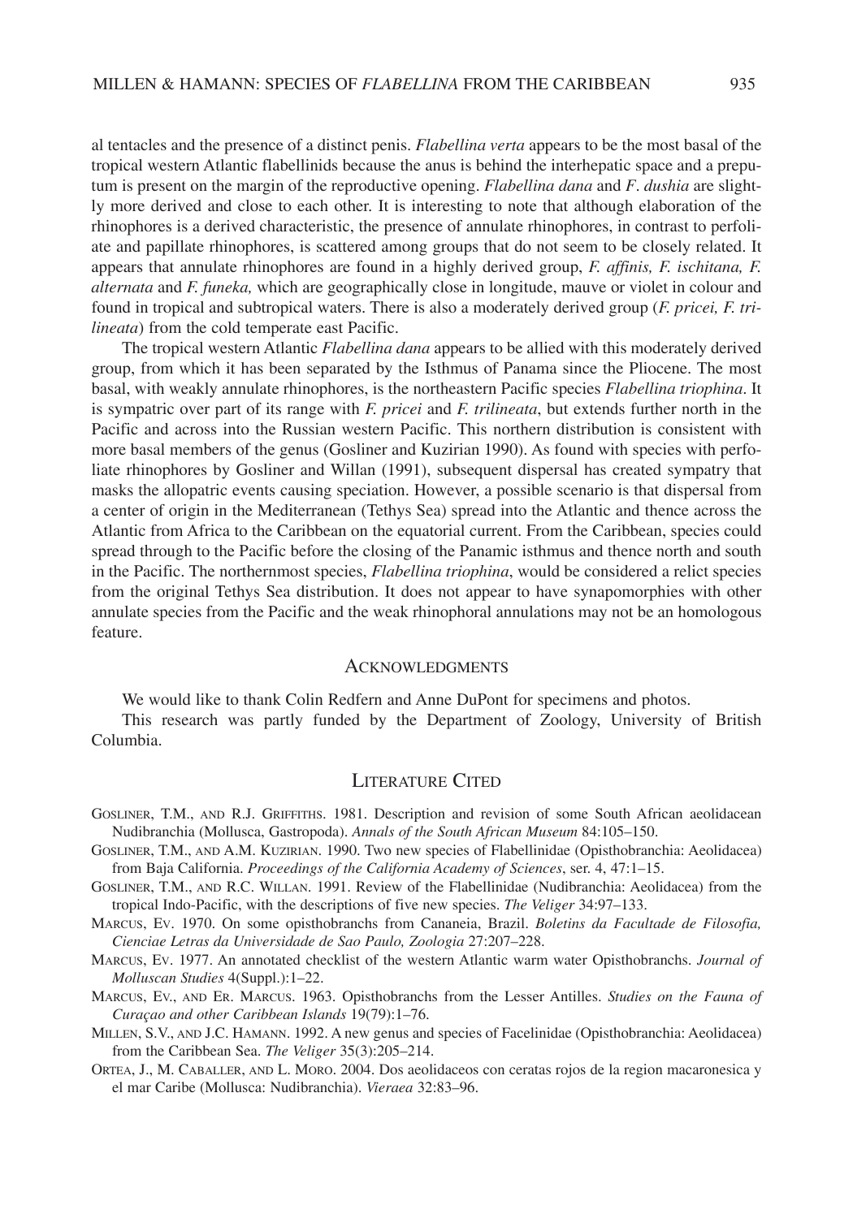al tentacles and the presence of a distinct penis. *Flabellina verta* appears to be the most basal of the tropical western Atlantic flabellinids because the anus is behind the interhepatic space and a preputum is present on the margin of the reproductive opening. *Flabellina dana* and *F. dushia* are slightly more derived and close to each other. It is interesting to note that although elaboration of the rhinophores is a derived characteristic, the presence of annulate rhinophores, in contrast to perfoliate and papillate rhinophores, is scattered among groups that do not seem to be closely related. It appears that annulate rhinophores are found in a highly derived group, *F. affinis, F. ischitana, F. alternata* and *F. funeka,* which are geographically close in longitude, mauve or violet in colour and found in tropical and subtropical waters. There is also a moderately derived group (*F. pricei, F. trilineata*) from the cold temperate east Pacific.

The tropical western Atlantic *Flabellina dana* appears to be allied with this moderately derived group, from which it has been separated by the Isthmus of Panama since the Pliocene. The most basal, with weakly annulate rhinophores, is the northeastern Pacific species *Flabellina triophina*. It is sympatric over part of its range with *F. pricei* and *F. trilineata*, but extends further north in the Pacific and across into the Russian western Pacific. This northern distribution is consistent with more basal members of the genus (Gosliner and Kuzirian 1990). As found with species with perfoliate rhinophores by Gosliner and Willan (1991), subsequent dispersal has created sympatry that masks the allopatric events causing speciation. However, a possible scenario is that dispersal from a center of origin in the Mediterranean (Tethys Sea) spread into the Atlantic and thence across the Atlantic from Africa to the Caribbean on the equatorial current. From the Caribbean, species could spread through to the Pacific before the closing of the Panamic isthmus and thence north and south in the Pacific. The northernmost species, *Flabellina triophina*, would be considered a relict species from the original Tethys Sea distribution. It does not appear to have synapomorphies with other annulate species from the Pacific and the weak rhinophoral annulations may not be an homologous feature.

## Acknowledgments

We would like to thank Colin Redfern and Anne DuPont for specimens and photos.

This research was partly funded by the Department of Zoology, University of British Columbia.

## Literature Cited

Gosliner, T.M., and R.J. Griffiths. 1981. Description and revision of some South African aeolidacean Nudibranchia (Mollusca, Gastropoda). *Annals of the South African Museum* 84:105–150.

Gosliner, T.M., and A.M. Kuzirian. 1990. Two new species of Flabellinidae (Opisthobranchia: Aeolidacea) from Baja California. *Proceedings of the California Academy of Sciences*, ser. 4, 47:1–15.

Gosliner, T.M., and R.C. Willan. 1991. Review of the Flabellinidae (Nudibranchia: Aeolidacea) from the tropical Indo-Pacific, with the descriptions of five new species. *The Veliger* 34:97–133.

Marcus, Ev. 1970. On some opisthobranchs from Cananeia, Brazil. *Boletins da Facultade de Filosofia, Cienciae Letras da Universidade de Sao Paulo, Zoologia* 27:207–228.

Marcus, Ev. 1977. An annotated checklist of the western Atlantic warm water Opisthobranchs. *Journal of Molluscan Studies* 4(Suppl.):1–22.

Marcus, Ev., and Er. Marcus. 1963. Opisthobranchs from the Lesser Antilles. *Studies on the Fauna of Curaçao and other Caribbean Islands* 19(79):1–76.

Millen, S.V., and J.C. Hamann. 1992. A new genus and species of Facelinidae (Opisthobranchia: Aeolidacea) from the Caribbean Sea. *The Veliger* 35(3):205–214.

Ortea, J., M. Caballer, and L. Moro. 2004. Dos aeolidaceos con ceratas rojos de la region macaronesica y el mar Caribe (Mollusca: Nudibranchia). *Vieraea* 32:83–96.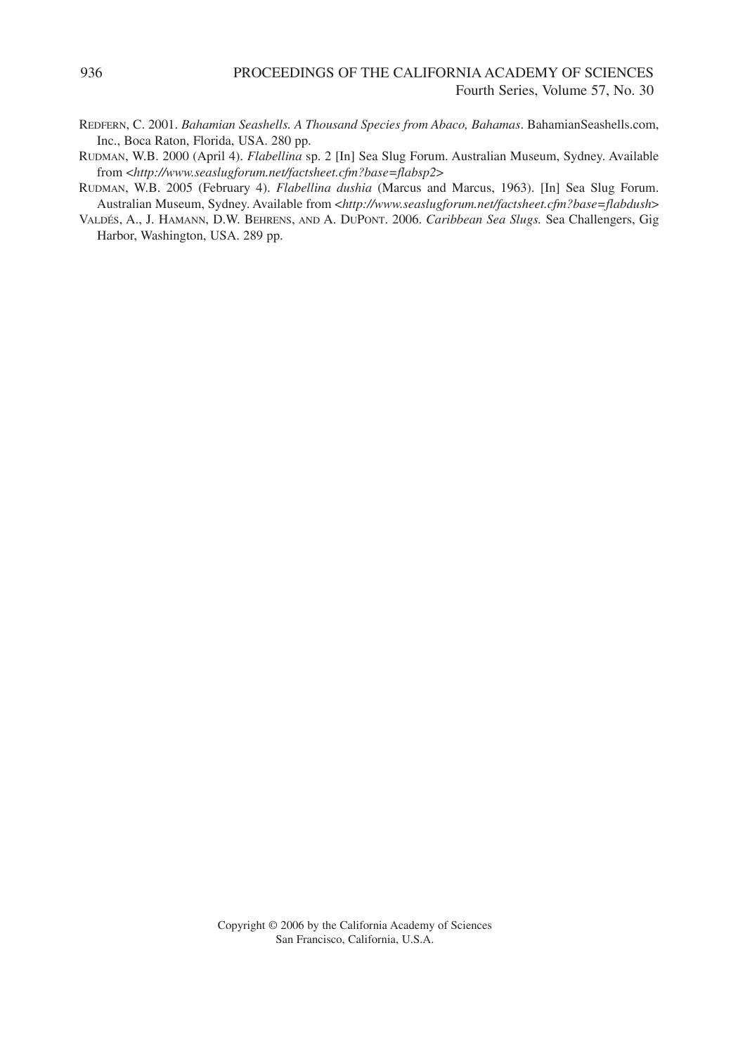Redfern, C. 2001. *Bahamian Seashells. A Thousand Species from Abaco, Bahamas*. BahamianSeashells.com, Inc., Boca Raton, Florida, USA. 280 pp.

Rudman, W.B. 2000 (April 4). *Flabellina* sp. 2 [In] Sea Slug Forum. Australian Museum, Sydney. Available from <*http://www.seaslugforum.net/factsheet.cfm?base=flabsp2*>

Rudman, W.B. 2005 (February 4). *Flabellina dushia* (Marcus and Marcus, 1963). [In] Sea Slug Forum. Australian Museum, Sydney. Available from <*http://www.seaslugforum.net/factsheet.cfm?base=flabdush*>

Valdés, A., J. Hamann, D.W. Behrens, and A. DuPont. 2006. *Caribbean Sea Slugs.* Sea Challengers, Gig Harbor, Washington, USA. 289 pp.

Copyright © 2006 by the California Academy of Sciences
San Francisco, California, U.S.A.